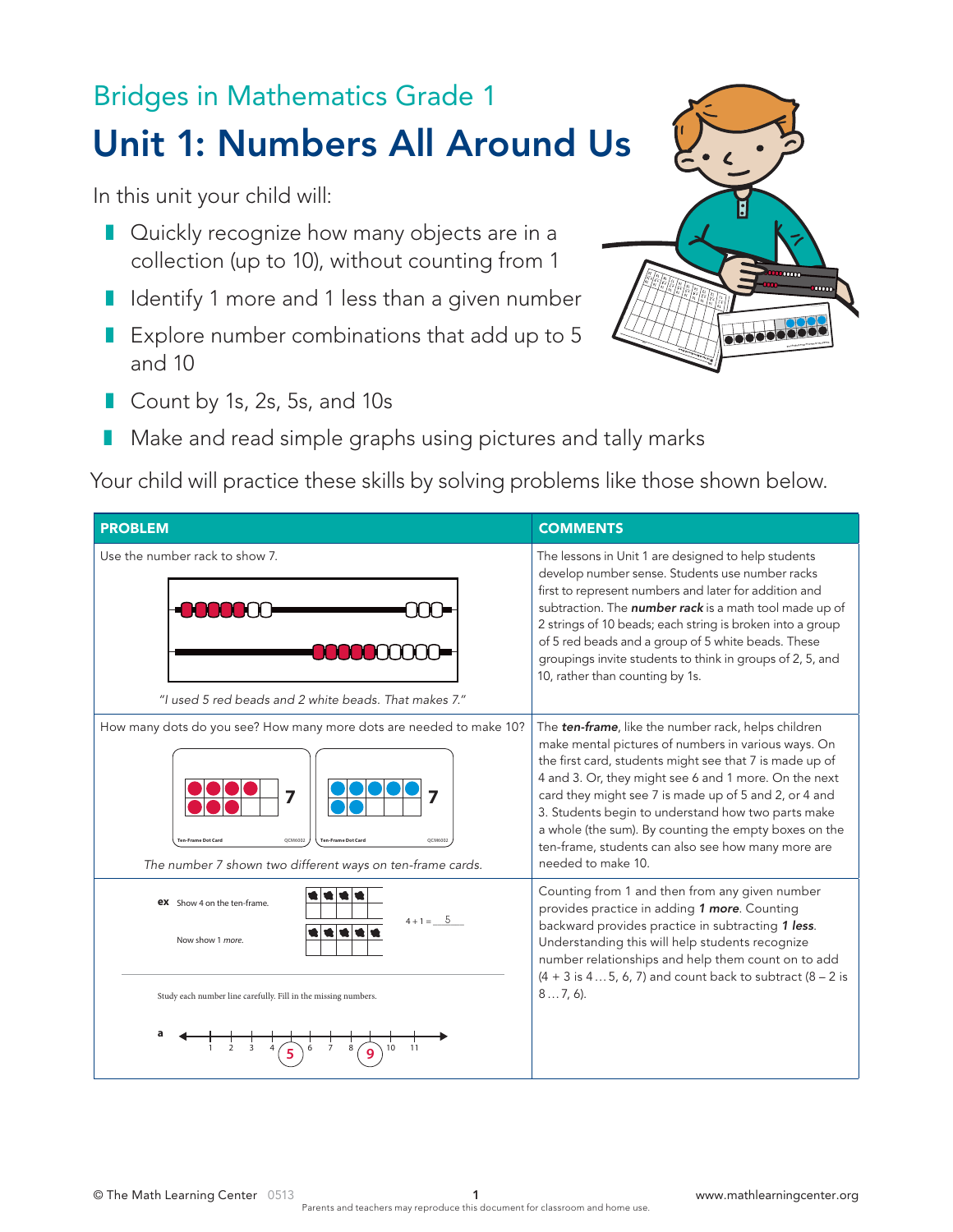Bridges in Mathematics Grade 1

# Unit 1: Numbers All Around Us

In this unit your child will:

- Quickly recognize how many objects are in a collection (up to 10), without counting from 1
- Identify 1 more and 1 less than a given number
- Explore number combinations that add up to 5 and 10
- Count by 1s, 2s, 5s, and 10s
- Make and read simple graphs using pictures and tally marks

Your child will practice these skills by solving problems like those shown below.

| PROBLEM | COMMENTS |
|---|---|
| Use the number rack to show 7. "I used 5 red beads and 2 white beads. That makes 7." | The lessons in Unit 1 are designed to help students develop number sense. Students use number racks first to represent numbers and later for addition and subtraction. The ***number rack*** is a math tool made up of 2 strings of 10 beads; each string is broken into a group of 5 red beads and a group of 5 white beads. These groupings invite students to think in groups of 2, 5, and 10, rather than counting by 1s. |
| How many dots do you see? How many more dots are needed to make 10? *The number 7 shown two different ways on ten-frame cards.* | The ***ten-frame***, like the number rack, helps children make mental pictures of numbers in various ways. On the first card, students might see that 7 is made up of 4 and 3. Or, they might see 6 and 1 more. On the next card they might see 7 is made up of 5 and 2, or 4 and 3. Students begin to understand how two parts make a whole (the sum). By counting the empty boxes on the ten-frame, students can also see how many more are needed to make 10. |
| **ex** Show 4 on the ten-frame. Now show 1 *more*. $4 + 1 = $ 5. Study each number line carefully. Fill in the missing numbers. **a** 1, 2, 3, 4, 5, 6, 7, 8, 9, 10, 11 | Counting from 1 and then from any given number provides practice in adding ***1 more***. Counting backward provides practice in subtracting ***1 less***. Understanding this will help students recognize number relationships and help them count on to add (4 + 3 is 4 … 5, 6, 7) and count back to subtract (8 – 2 is 8 … 7, 6). |

© The Math Learning Center 0513

www.mathlearningcenter.org

Parents and teachers may reproduce this document for classroom and home use.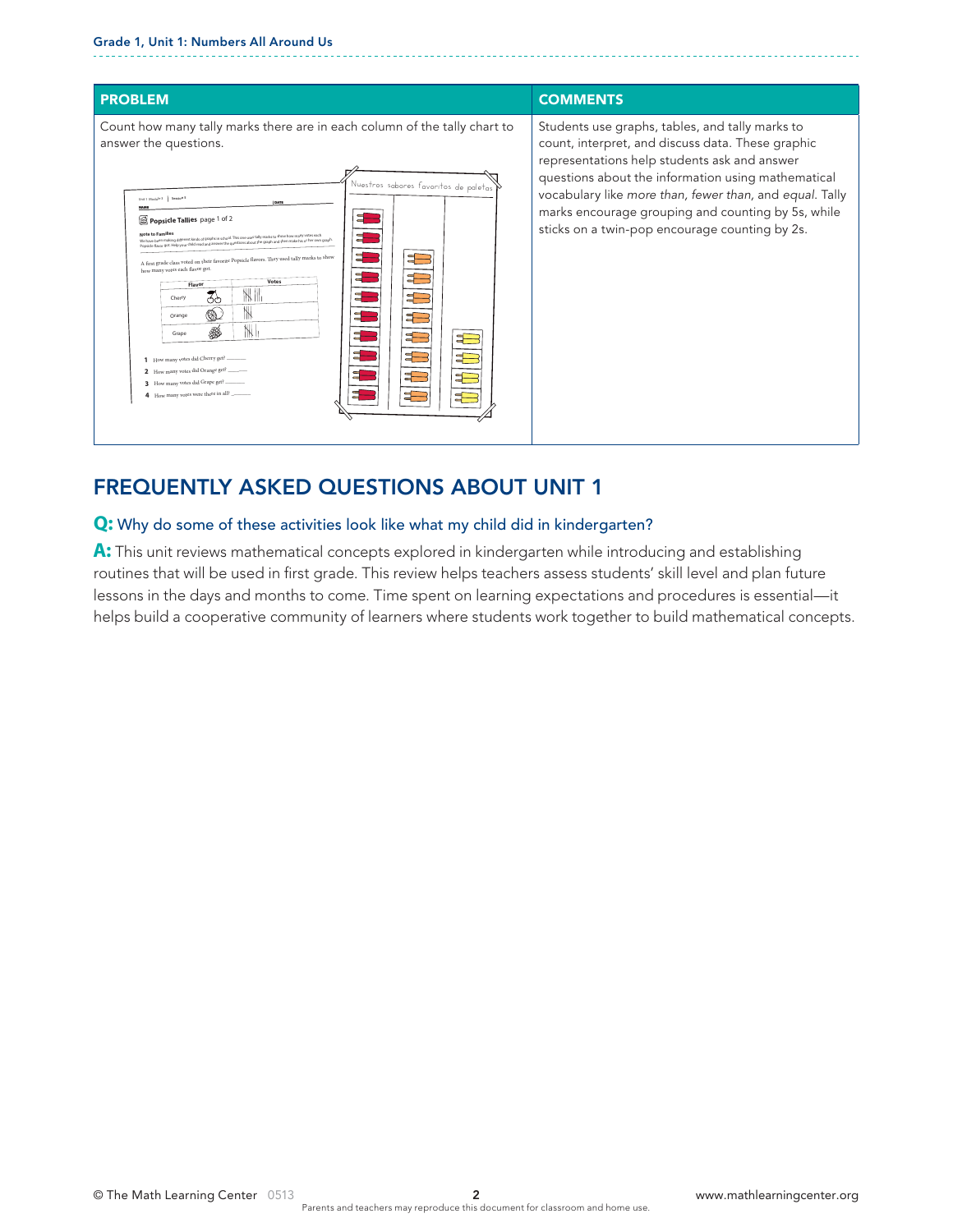| PROBLEM | COMMENTS |
| --- | --- |
| Count how many tally marks there are in each column of the tally chart to answer the questions. | Students use graphs, tables, and tally marks to count, interpret, and discuss data. These graphic representations help students ask and answer questions about the information using mathematical vocabulary like *more than, fewer than,* and *equal*. Tally marks encourage grouping and counting by 5s, while sticks on a twin-pop encourage counting by 2s. |

## FREQUENTLY ASKED QUESTIONS ABOUT UNIT 1

**Q:** Why do some of these activities look like what my child did in kindergarten?

**A:** This unit reviews mathematical concepts explored in kindergarten while introducing and establishing routines that will be used in first grade. This review helps teachers assess students' skill level and plan future lessons in the days and months to come. Time spent on learning expectations and procedures is essential—it helps build a cooperative community of learners where students work together to build mathematical concepts.